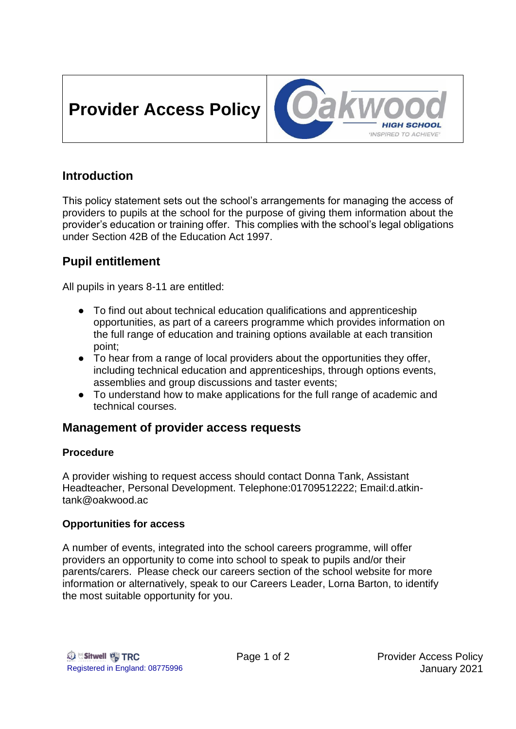# Provider Access Policy

## Introduction

This policy statement sets out the school's arrangements for managing the access of providers to pupils at the school for the purpose of giving them information about the provider's education or training offer. This complies with the school's legal obligations under Section 42B of the Education Act 1997.

## Pupil entitlement

All pupils in years 8-11 are entitled:

- To find out about technical education qualifications and apprenticeship opportunities, as part of a careers programme which provides information on the full range of education and training options available at each transition point;
- To hear from a range of local providers about the opportunities they offer, including technical education and apprenticeships, through options events, assemblies and group discussions and taster events;
- To understand how to make applications for the full range of academic and technical courses.

## Management of provider access requests

### Procedure

A provider wishing to request access should contact Donna Tank, Assistant Headteacher, Personal Development. Telephone:01709512222; Email:d.atkin-tank@oakwood.ac

### Opportunities for access

A number of events, integrated into the school careers programme, will offer providers an opportunity to come into school to speak to pupils and/or their parents/carers. Please check our careers section of the school website for more information or alternatively, speak to our Careers Leader, Lorna Barton, to identify the most suitable opportunity for you.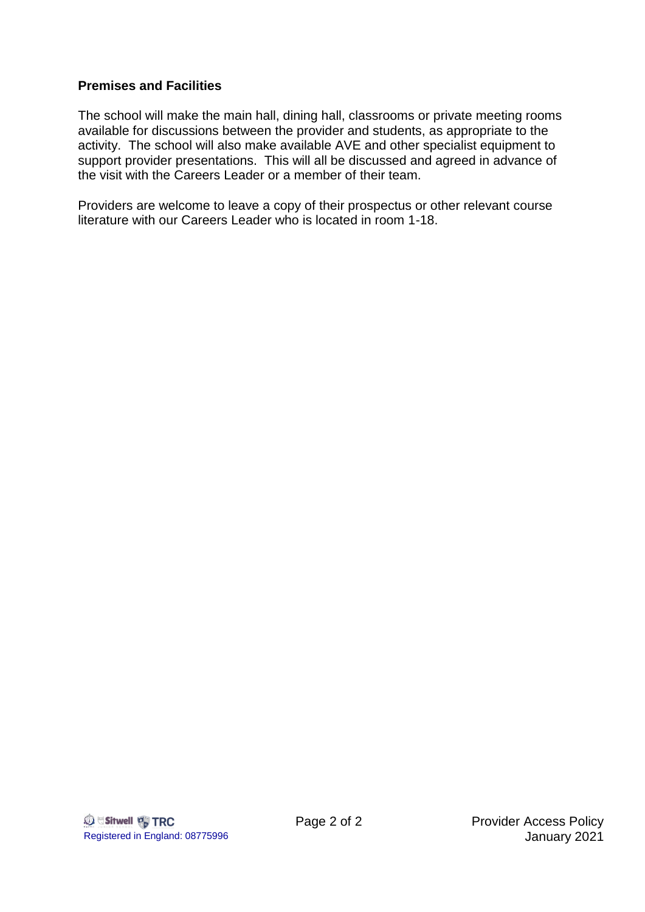### Premises and Facilities

The school will make the main hall, dining hall, classrooms or private meeting rooms available for discussions between the provider and students, as appropriate to the activity. The school will also make available AVE and other specialist equipment to support provider presentations. This will all be discussed and agreed in advance of the visit with the Careers Leader or a member of their team.

Providers are welcome to leave a copy of their prospectus or other relevant course literature with our Careers Leader who is located in room 1-18.